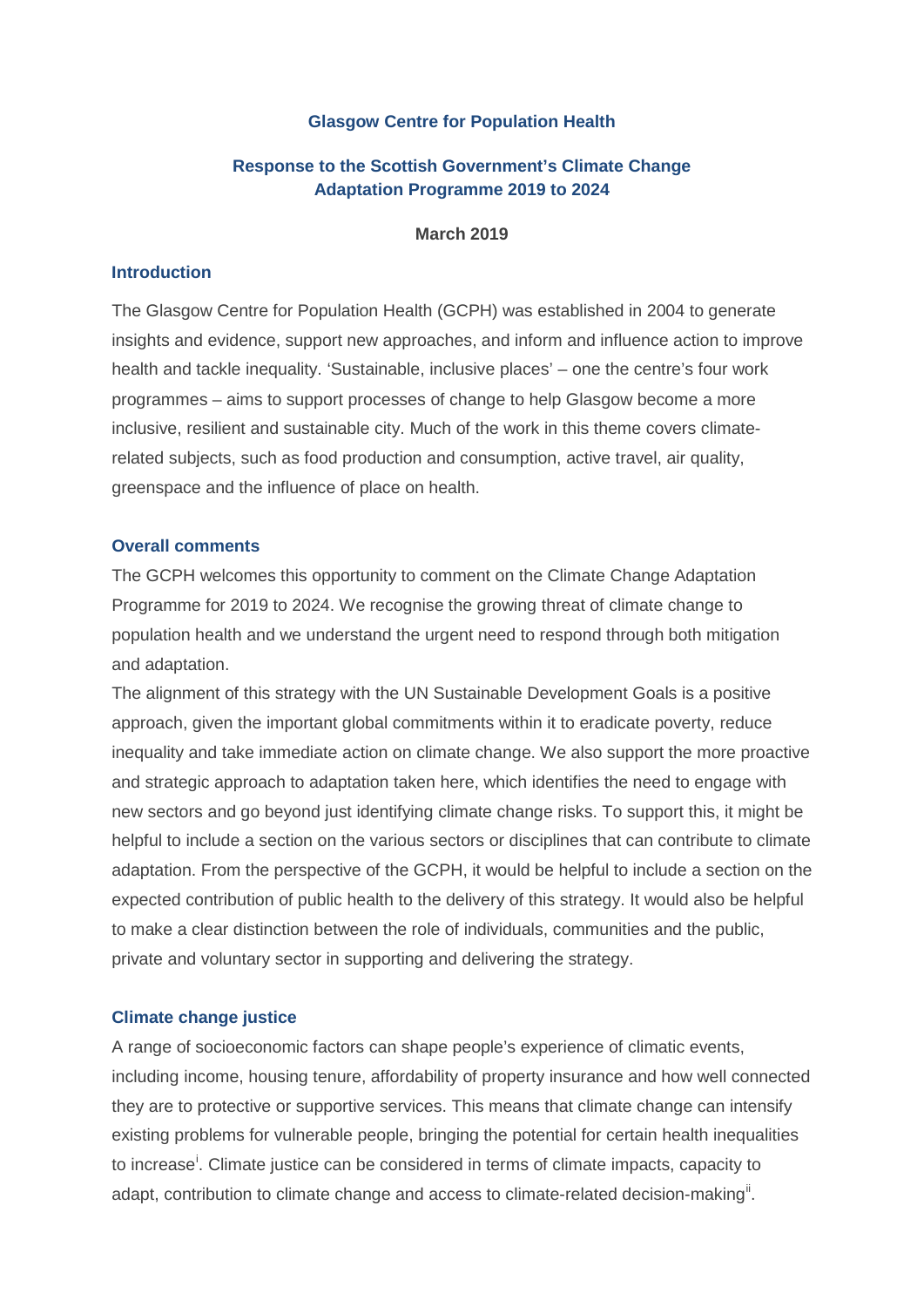**Glasgow Centre for Population Health**

# Response to the Scottish Government's Climate Change Adaptation Programme 2019 to 2024

**March 2019**

## Introduction

The Glasgow Centre for Population Health (GCPH) was established in 2004 to generate insights and evidence, support new approaches, and inform and influence action to improve health and tackle inequality. 'Sustainable, inclusive places' – one the centre's four work programmes – aims to support processes of change to help Glasgow become a more inclusive, resilient and sustainable city. Much of the work in this theme covers climate-related subjects, such as food production and consumption, active travel, air quality, greenspace and the influence of place on health.

## Overall comments

The GCPH welcomes this opportunity to comment on the Climate Change Adaptation Programme for 2019 to 2024. We recognise the growing threat of climate change to population health and we understand the urgent need to respond through both mitigation and adaptation.

The alignment of this strategy with the UN Sustainable Development Goals is a positive approach, given the important global commitments within it to eradicate poverty, reduce inequality and take immediate action on climate change. We also support the more proactive and strategic approach to adaptation taken here, which identifies the need to engage with new sectors and go beyond just identifying climate change risks. To support this, it might be helpful to include a section on the various sectors or disciplines that can contribute to climate adaptation. From the perspective of the GCPH, it would be helpful to include a section on the expected contribution of public health to the delivery of this strategy. It would also be helpful to make a clear distinction between the role of individuals, communities and the public, private and voluntary sector in supporting and delivering the strategy.

## Climate change justice

A range of socioeconomic factors can shape people's experience of climatic events, including income, housing tenure, affordability of property insurance and how well connected they are to protective or supportive services. This means that climate change can intensify existing problems for vulnerable people, bringing the potential for certain health inequalities to increase[i]. Climate justice can be considered in terms of climate impacts, capacity to adapt, contribution to climate change and access to climate-related decision-making[ii].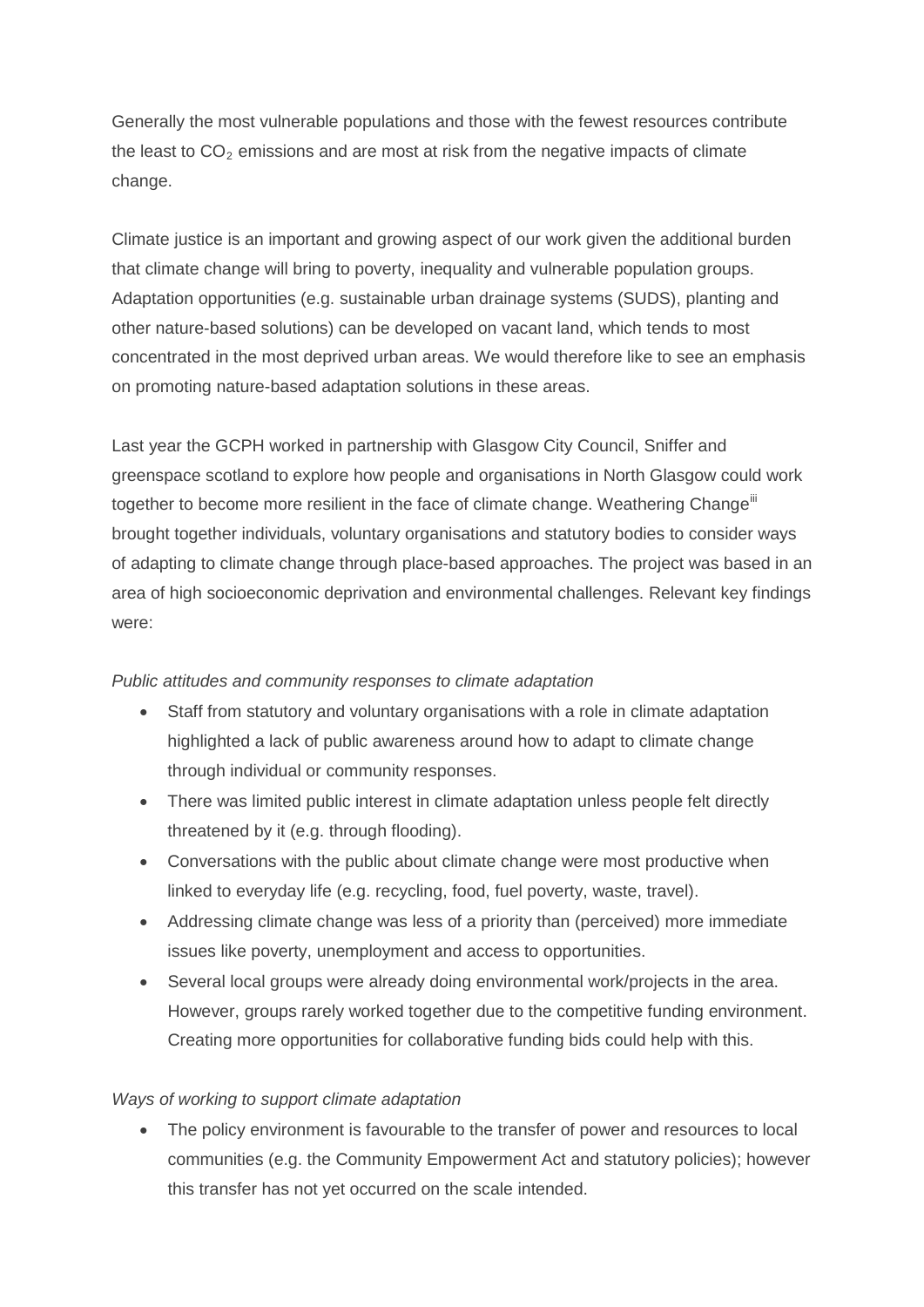Generally the most vulnerable populations and those with the fewest resources contribute the least to $CO_2$ emissions and are most at risk from the negative impacts of climate change.

Climate justice is an important and growing aspect of our work given the additional burden that climate change will bring to poverty, inequality and vulnerable population groups. Adaptation opportunities (e.g. sustainable urban drainage systems (SUDS), planting and other nature-based solutions) can be developed on vacant land, which tends to most concentrated in the most deprived urban areas. We would therefore like to see an emphasis on promoting nature-based adaptation solutions in these areas.

Last year the GCPH worked in partnership with Glasgow City Council, Sniffer and greenspace scotland to explore how people and organisations in North Glasgow could work together to become more resilient in the face of climate change. Weathering Change[iii] brought together individuals, voluntary organisations and statutory bodies to consider ways of adapting to climate change through place-based approaches. The project was based in an area of high socioeconomic deprivation and environmental challenges. Relevant key findings were:

*Public attitudes and community responses to climate adaptation*

- Staff from statutory and voluntary organisations with a role in climate adaptation highlighted a lack of public awareness around how to adapt to climate change through individual or community responses.
- There was limited public interest in climate adaptation unless people felt directly threatened by it (e.g. through flooding).
- Conversations with the public about climate change were most productive when linked to everyday life (e.g. recycling, food, fuel poverty, waste, travel).
- Addressing climate change was less of a priority than (perceived) more immediate issues like poverty, unemployment and access to opportunities.
- Several local groups were already doing environmental work/projects in the area. However, groups rarely worked together due to the competitive funding environment. Creating more opportunities for collaborative funding bids could help with this.

*Ways of working to support climate adaptation*

- The policy environment is favourable to the transfer of power and resources to local communities (e.g. the Community Empowerment Act and statutory policies); however this transfer has not yet occurred on the scale intended.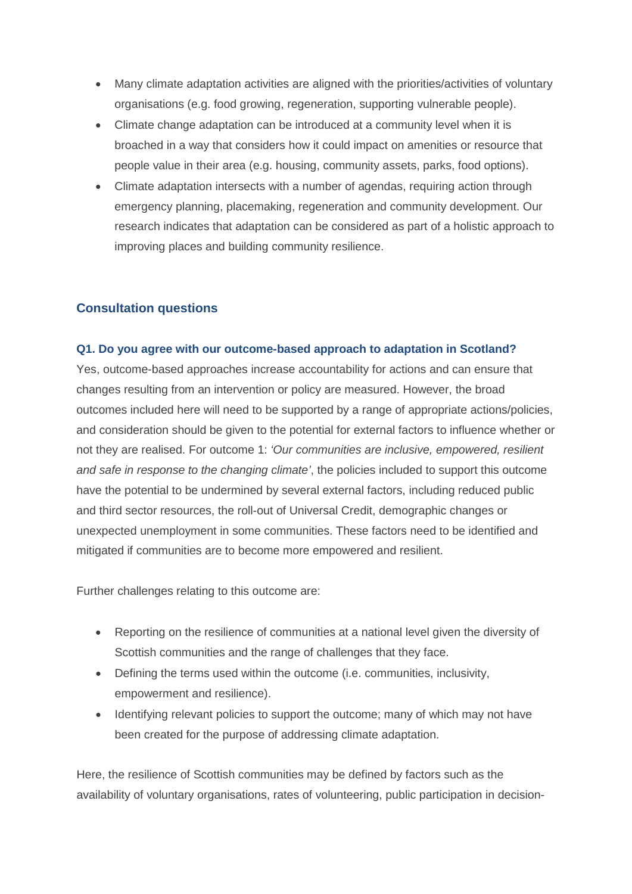- Many climate adaptation activities are aligned with the priorities/activities of voluntary organisations (e.g. food growing, regeneration, supporting vulnerable people).
- Climate change adaptation can be introduced at a community level when it is broached in a way that considers how it could impact on amenities or resource that people value in their area (e.g. housing, community assets, parks, food options).
- Climate adaptation intersects with a number of agendas, requiring action through emergency planning, placemaking, regeneration and community development. Our research indicates that adaptation can be considered as part of a holistic approach to improving places and building community resilience.

## Consultation questions

### Q1. Do you agree with our outcome-based approach to adaptation in Scotland?

Yes, outcome-based approaches increase accountability for actions and can ensure that changes resulting from an intervention or policy are measured. However, the broad outcomes included here will need to be supported by a range of appropriate actions/policies, and consideration should be given to the potential for external factors to influence whether or not they are realised. For outcome 1: *'Our communities are inclusive, empowered, resilient and safe in response to the changing climate'*, the policies included to support this outcome have the potential to be undermined by several external factors, including reduced public and third sector resources, the roll-out of Universal Credit, demographic changes or unexpected unemployment in some communities. These factors need to be identified and mitigated if communities are to become more empowered and resilient.

Further challenges relating to this outcome are:

- Reporting on the resilience of communities at a national level given the diversity of Scottish communities and the range of challenges that they face.
- Defining the terms used within the outcome (i.e. communities, inclusivity, empowerment and resilience).
- Identifying relevant policies to support the outcome; many of which may not have been created for the purpose of addressing climate adaptation.

Here, the resilience of Scottish communities may be defined by factors such as the availability of voluntary organisations, rates of volunteering, public participation in decision-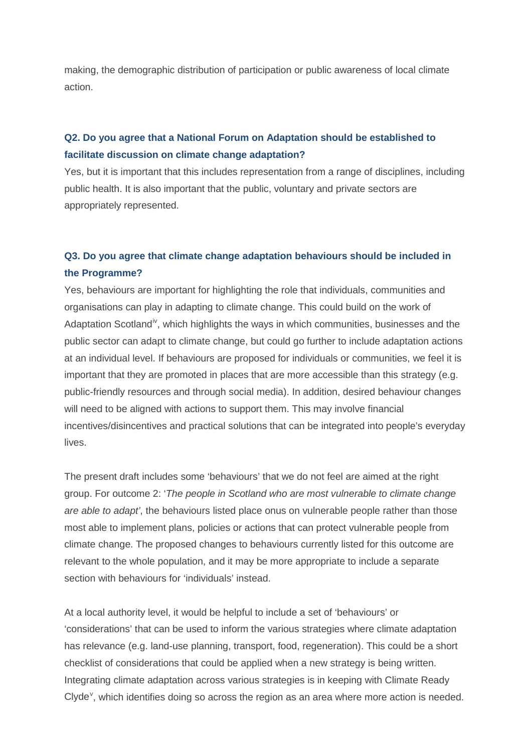making, the demographic distribution of participation or public awareness of local climate action.

**Q2. Do you agree that a National Forum on Adaptation should be established to facilitate discussion on climate change adaptation?**

Yes, but it is important that this includes representation from a range of disciplines, including public health. It is also important that the public, voluntary and private sectors are appropriately represented.

**Q3. Do you agree that climate change adaptation behaviours should be included in the Programme?**

Yes, behaviours are important for highlighting the role that individuals, communities and organisations can play in adapting to climate change. This could build on the work of Adaptation Scotland[iv], which highlights the ways in which communities, businesses and the public sector can adapt to climate change, but could go further to include adaptation actions at an individual level. If behaviours are proposed for individuals or communities, we feel it is important that they are promoted in places that are more accessible than this strategy (e.g. public-friendly resources and through social media). In addition, desired behaviour changes will need to be aligned with actions to support them. This may involve financial incentives/disincentives and practical solutions that can be integrated into people's everyday lives.

The present draft includes some 'behaviours' that we do not feel are aimed at the right group. For outcome 2: '*The people in Scotland who are most vulnerable to climate change are able to adapt'*, the behaviours listed place onus on vulnerable people rather than those most able to implement plans, policies or actions that can protect vulnerable people from climate change. The proposed changes to behaviours currently listed for this outcome are relevant to the whole population, and it may be more appropriate to include a separate section with behaviours for 'individuals' instead.

At a local authority level, it would be helpful to include a set of 'behaviours' or 'considerations' that can be used to inform the various strategies where climate adaptation has relevance (e.g. land-use planning, transport, food, regeneration). This could be a short checklist of considerations that could be applied when a new strategy is being written. Integrating climate adaptation across various strategies is in keeping with Climate Ready Clyde[v], which identifies doing so across the region as an area where more action is needed.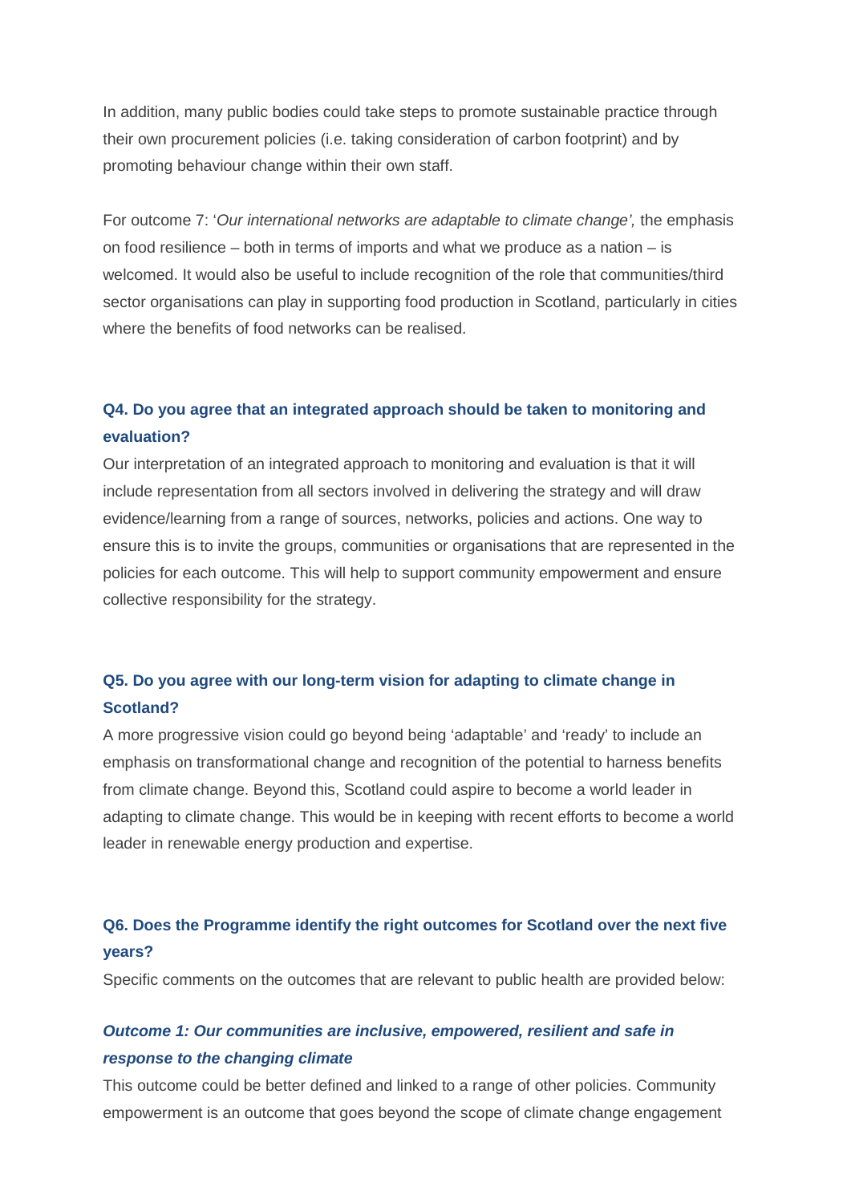In addition, many public bodies could take steps to promote sustainable practice through their own procurement policies (i.e. taking consideration of carbon footprint) and by promoting behaviour change within their own staff.

For outcome 7: '*Our international networks are adaptable to climate change',* the emphasis on food resilience – both in terms of imports and what we produce as a nation – is welcomed. It would also be useful to include recognition of the role that communities/third sector organisations can play in supporting food production in Scotland, particularly in cities where the benefits of food networks can be realised.

### Q4. Do you agree that an integrated approach should be taken to monitoring and evaluation?

Our interpretation of an integrated approach to monitoring and evaluation is that it will include representation from all sectors involved in delivering the strategy and will draw evidence/learning from a range of sources, networks, policies and actions. One way to ensure this is to invite the groups, communities or organisations that are represented in the policies for each outcome. This will help to support community empowerment and ensure collective responsibility for the strategy.

### Q5. Do you agree with our long-term vision for adapting to climate change in Scotland?

A more progressive vision could go beyond being 'adaptable' and 'ready' to include an emphasis on transformational change and recognition of the potential to harness benefits from climate change. Beyond this, Scotland could aspire to become a world leader in adapting to climate change. This would be in keeping with recent efforts to become a world leader in renewable energy production and expertise.

### Q6. Does the Programme identify the right outcomes for Scotland over the next five years?

Specific comments on the outcomes that are relevant to public health are provided below:

#### *Outcome 1: Our communities are inclusive, empowered, resilient and safe in response to the changing climate*

This outcome could be better defined and linked to a range of other policies. Community empowerment is an outcome that goes beyond the scope of climate change engagement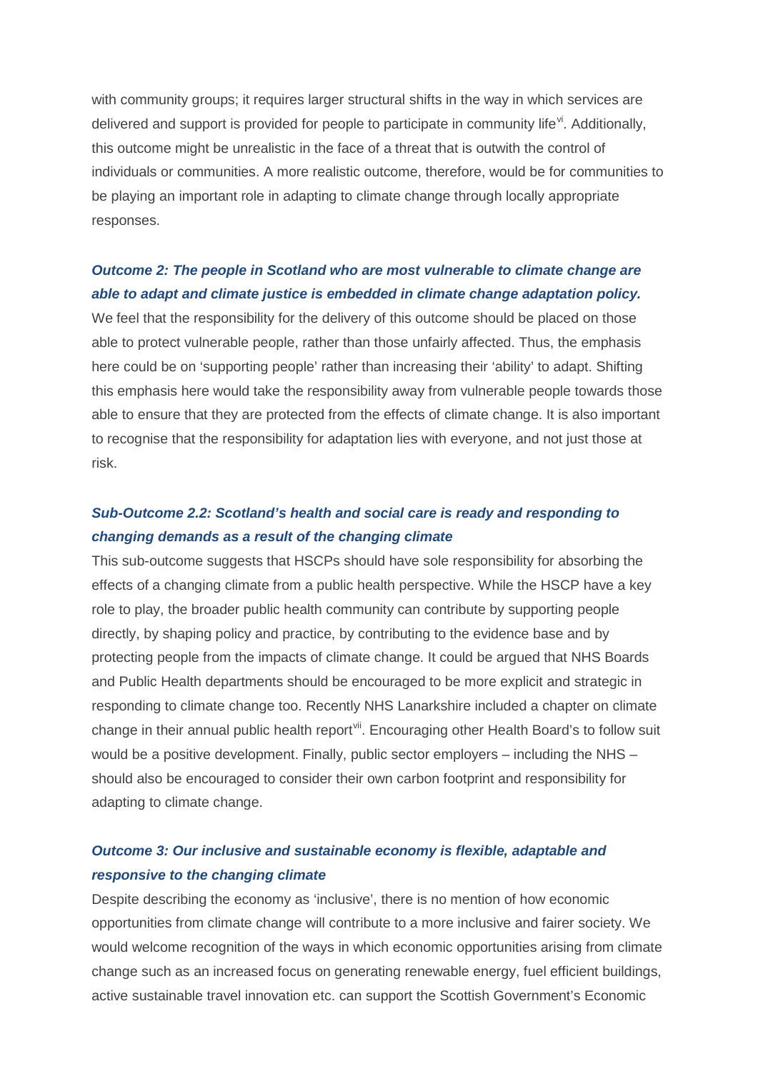with community groups; it requires larger structural shifts in the way in which services are delivered and support is provided for people to participate in community life[vi]. Additionally, this outcome might be unrealistic in the face of a threat that is outwith the control of individuals or communities. A more realistic outcome, therefore, would be for communities to be playing an important role in adapting to climate change through locally appropriate responses.

***Outcome 2: The people in Scotland who are most vulnerable to climate change are able to adapt and climate justice is embedded in climate change adaptation policy.***

We feel that the responsibility for the delivery of this outcome should be placed on those able to protect vulnerable people, rather than those unfairly affected. Thus, the emphasis here could be on 'supporting people' rather than increasing their 'ability' to adapt. Shifting this emphasis here would take the responsibility away from vulnerable people towards those able to ensure that they are protected from the effects of climate change. It is also important to recognise that the responsibility for adaptation lies with everyone, and not just those at risk.

***Sub-Outcome 2.2: Scotland's health and social care is ready and responding to changing demands as a result of the changing climate***

This sub-outcome suggests that HSCPs should have sole responsibility for absorbing the effects of a changing climate from a public health perspective. While the HSCP have a key role to play, the broader public health community can contribute by supporting people directly, by shaping policy and practice, by contributing to the evidence base and by protecting people from the impacts of climate change. It could be argued that NHS Boards and Public Health departments should be encouraged to be more explicit and strategic in responding to climate change too. Recently NHS Lanarkshire included a chapter on climate change in their annual public health report[vii]. Encouraging other Health Board's to follow suit would be a positive development. Finally, public sector employers – including the NHS – should also be encouraged to consider their own carbon footprint and responsibility for adapting to climate change.

***Outcome 3: Our inclusive and sustainable economy is flexible, adaptable and responsive to the changing climate***

Despite describing the economy as 'inclusive', there is no mention of how economic opportunities from climate change will contribute to a more inclusive and fairer society. We would welcome recognition of the ways in which economic opportunities arising from climate change such as an increased focus on generating renewable energy, fuel efficient buildings, active sustainable travel innovation etc. can support the Scottish Government's Economic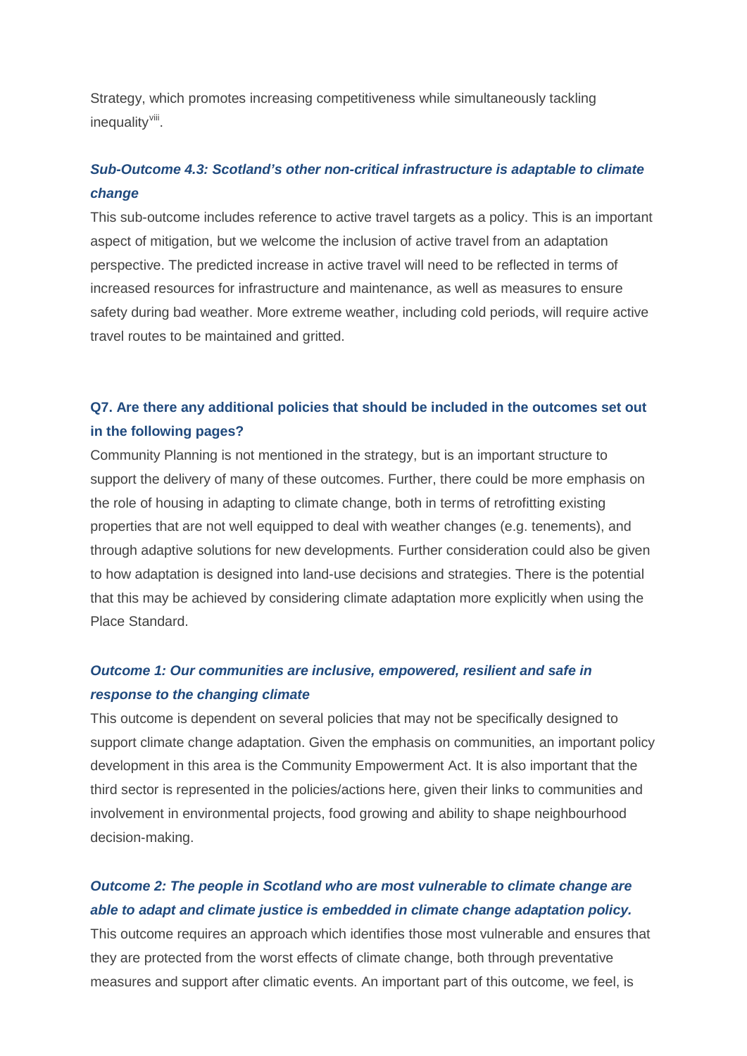Strategy, which promotes increasing competitiveness while simultaneously tackling inequality[viii].

***Sub-Outcome 4.3: Scotland's other non-critical infrastructure is adaptable to climate change***

This sub-outcome includes reference to active travel targets as a policy. This is an important aspect of mitigation, but we welcome the inclusion of active travel from an adaptation perspective. The predicted increase in active travel will need to be reflected in terms of increased resources for infrastructure and maintenance, as well as measures to ensure safety during bad weather. More extreme weather, including cold periods, will require active travel routes to be maintained and gritted.

**Q7. Are there any additional policies that should be included in the outcomes set out in the following pages?**

Community Planning is not mentioned in the strategy, but is an important structure to support the delivery of many of these outcomes. Further, there could be more emphasis on the role of housing in adapting to climate change, both in terms of retrofitting existing properties that are not well equipped to deal with weather changes (e.g. tenements), and through adaptive solutions for new developments. Further consideration could also be given to how adaptation is designed into land-use decisions and strategies. There is the potential that this may be achieved by considering climate adaptation more explicitly when using the Place Standard.

***Outcome 1: Our communities are inclusive, empowered, resilient and safe in response to the changing climate***

This outcome is dependent on several policies that may not be specifically designed to support climate change adaptation. Given the emphasis on communities, an important policy development in this area is the Community Empowerment Act. It is also important that the third sector is represented in the policies/actions here, given their links to communities and involvement in environmental projects, food growing and ability to shape neighbourhood decision-making.

***Outcome 2: The people in Scotland who are most vulnerable to climate change are able to adapt and climate justice is embedded in climate change adaptation policy.***

This outcome requires an approach which identifies those most vulnerable and ensures that they are protected from the worst effects of climate change, both through preventative measures and support after climatic events. An important part of this outcome, we feel, is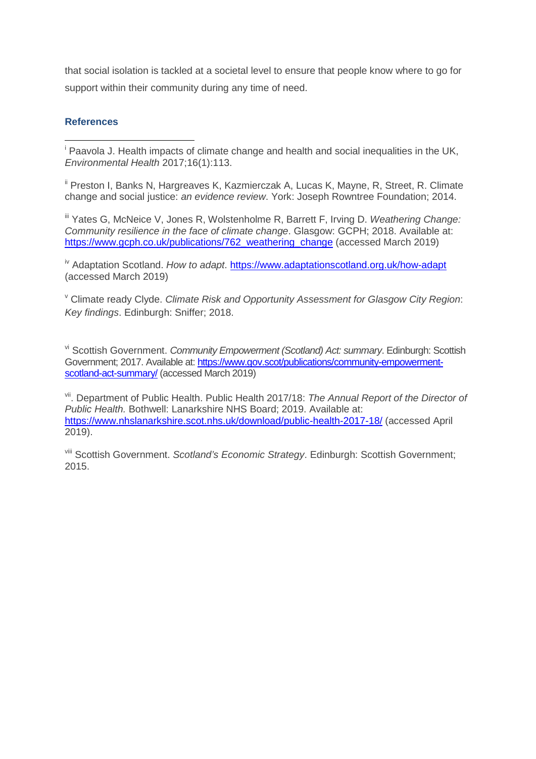that social isolation is tackled at a societal level to ensure that people know where to go for support within their community during any time of need.

## References

[i] Paavola J. Health impacts of climate change and health and social inequalities in the UK, *Environmental Health* 2017;16(1):113.

[ii] Preston I, Banks N, Hargreaves K, Kazmierczak A, Lucas K, Mayne, R, Street, R. Climate change and social justice: *an evidence review*. York: Joseph Rowntree Foundation; 2014.

[iii] Yates G, McNeice V, Jones R, Wolstenholme R, Barrett F, Irving D. *Weathering Change: Community resilience in the face of climate change*. Glasgow: GCPH; 2018. Available at: https://www.gcph.co.uk/publications/762_weathering_change (accessed March 2019)

[iv] Adaptation Scotland. *How to adapt*. https://www.adaptationscotland.org.uk/how-adapt (accessed March 2019)

[v] Climate ready Clyde. *Climate Risk and Opportunity Assessment for Glasgow City Region*: *Key findings*. Edinburgh: Sniffer; 2018.

[vi] Scottish Government. *Community Empowerment (Scotland) Act: summary*. Edinburgh: Scottish Government; 2017. Available at: https://www.gov.scot/publications/community-empowerment-scotland-act-summary/ (accessed March 2019)

[vii]. Department of Public Health. Public Health 2017/18: *The Annual Report of the Director of Public Health.* Bothwell: Lanarkshire NHS Board; 2019. Available at: https://www.nhslanarkshire.scot.nhs.uk/download/public-health-2017-18/ (accessed April 2019).

[viii] Scottish Government. *Scotland's Economic Strategy*. Edinburgh: Scottish Government; 2015.